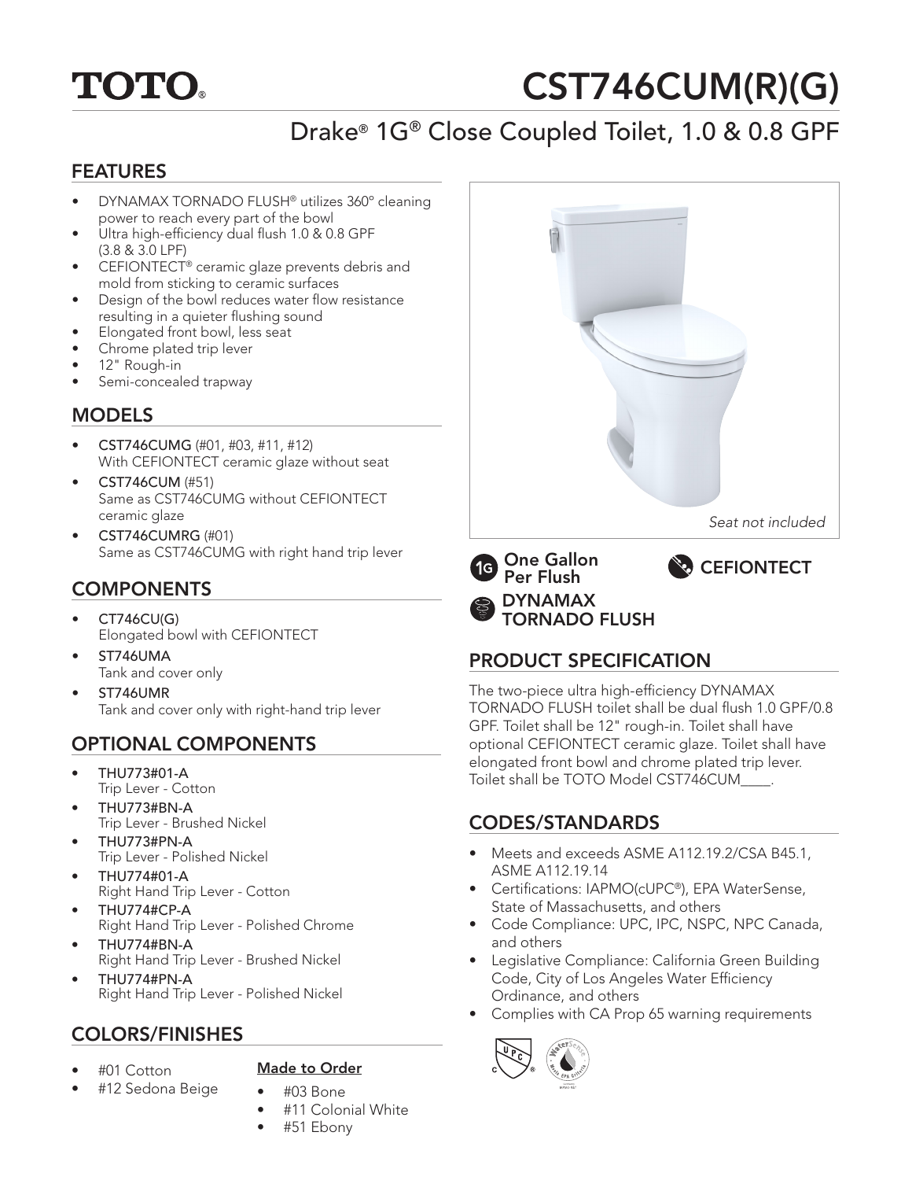# TOTO®

# CST746CUM(R)(G)

## Drake® 1G® Close Coupled Toilet, 1.0 & 0.8 GPF

### FEATURES

- DYNAMAX TORNADO FLUSH® utilizes 360° cleaning power to reach every part of the bowl
- Ultra high-efficiency dual flush 1.0 & 0.8 GPF (3.8 & 3.0 LPF)
- CEFIONTECT® ceramic glaze prevents debris and mold from sticking to ceramic surfaces
- Design of the bowl reduces water flow resistance resulting in a quieter flushing sound
- Elongated front bowl, less seat
- Chrome plated trip lever
- 12" Rough-in
- Semi-concealed trapway

### MODELS

- CST746CUMG (#01, #03, #11, #12)
  With CEFIONTECT ceramic glaze without seat
- CST746CUM (#51)
  Same as CST746CUMG without CEFIONTECT ceramic glaze
- CST746CUMRG (#01)
  Same as CST746CUMG with right hand trip lever

### COMPONENTS

- CT746CU(G)
  Elongated bowl with CEFIONTECT
- ST746UMA
  Tank and cover only
- ST746UMR
  Tank and cover only with right-hand trip lever

### OPTIONAL COMPONENTS

- THU773#01-A
  Trip Lever - Cotton
- THU773#BN-A
  Trip Lever - Brushed Nickel
- THU773#PN-A
  Trip Lever - Polished Nickel
- THU774#01-A
  Right Hand Trip Lever - Cotton
- THU774#CP-A
  Right Hand Trip Lever - Polished Chrome
- THU774#BN-A
  Right Hand Trip Lever - Brushed Nickel
- THU774#PN-A
  Right Hand Trip Lever - Polished Nickel

### COLORS/FINISHES

- #01 Cotton
- #12 Sedona Beige

**Made to Order**

- #03 Bone
- #11 Colonial White
- #51 Ebony

*Seat not included*

One Gallon Per Flush

CEFIONTECT

DYNAMAX TORNADO FLUSH

### PRODUCT SPECIFICATION

The two-piece ultra high-efficiency DYNAMAX TORNADO FLUSH toilet shall be dual flush 1.0 GPF/0.8 GPF. Toilet shall be 12" rough-in. Toilet shall have optional CEFIONTECT ceramic glaze. Toilet shall have elongated front bowl and chrome plated trip lever. Toilet shall be TOTO Model CST746CUM____.

### CODES/STANDARDS

- Meets and exceeds ASME A112.19.2/CSA B45.1, ASME A112.19.14
- Certifications: IAPMO(cUPC®), EPA WaterSense, State of Massachusetts, and others
- Code Compliance: UPC, IPC, NSPC, NPC Canada, and others
- Legislative Compliance: California Green Building Code, City of Los Angeles Water Efficiency Ordinance, and others
- Complies with CA Prop 65 warning requirements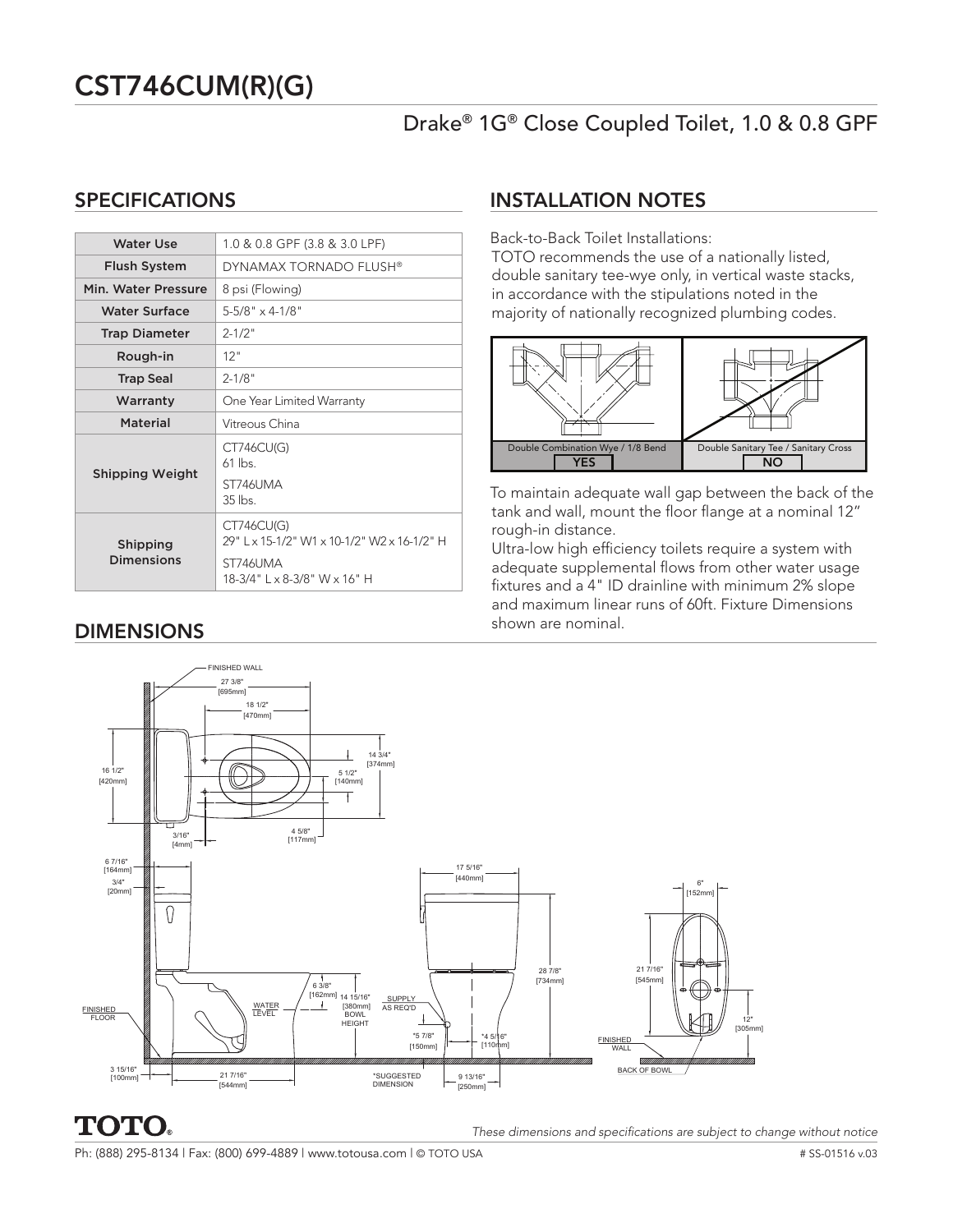# CST746CUM(R)(G)

## Drake® 1G® Close Coupled Toilet, 1.0 & 0.8 GPF

## SPECIFICATIONS

| | |
|---|---|
| Water Use | 1.0 & 0.8 GPF (3.8 & 3.0 LPF) |
| Flush System | DYNAMAX TORNADO FLUSH® |
| Min. Water Pressure | 8 psi (Flowing) |
| Water Surface | 5-5/8" x 4-1/8" |
| Trap Diameter | 2-1/2" |
| Rough-in | 12" |
| Trap Seal | 2-1/8" |
| Warranty | One Year Limited Warranty |
| Material | Vitreous China |
| Shipping Weight | CT746CU(G) 61 lbs. ST746UMA 35 lbs. |
| Shipping Dimensions | CT746CU(G) 29" L x 15-1/2" W1 x 10-1/2" W2 x 16-1/2" H ST746UMA 18-3/4" L x 8-3/8" W x 16" H |

## INSTALLATION NOTES

Back-to-Back Toilet Installations:
TOTO recommends the use of a nationally listed, double sanitary tee-wye only, in vertical waste stacks, in accordance with the stipulations noted in the majority of nationally recognized plumbing codes.

Double Combination Wye / 1/8 Bend
YES

Double Sanitary Tee / Sanitary Cross
NO

To maintain adequate wall gap between the back of the tank and wall, mount the floor flange at a nominal 12" rough-in distance.
Ultra-low high efficiency toilets require a system with adequate supplemental flows from other water usage fixtures and a 4" ID drainline with minimum 2% slope and maximum linear runs of 60ft. Fixture Dimensions shown are nominal.

## DIMENSIONS

FINISHED WALL
27 3/8" [695mm]
18 1/2" [470mm]
14 3/4" [374mm]
16 1/2" [420mm]
5 1/2" [140mm]
3/16" [4mm]
4 5/8" [117mm]
6 7/16" [164mm]
3/4" [20mm]
17 5/16" [440mm]
6" [152mm]
28 7/8" [734mm]
21 7/16" [545mm]
6 3/8" [162mm]
14 15/16" [380mm] BOWL HEIGHT
SUPPLY AS REQ'D
WATER LEVEL
FINISHED FLOOR
*5 7/8" [150mm]
*4 5/16" [110mm]
12" [305mm]
FINISHED WALL
BACK OF BOWL
3 15/16" [100mm]
21 7/16" [544mm]
*SUGGESTED DIMENSION
9 13/16" [250mm]

*These dimensions and specifications are subject to change without notice*

TOTO®

Ph: (888) 295-8134 | Fax: (800) 699-4889 | www.totousa.com | © TOTO USA

# SS-01516 v.03